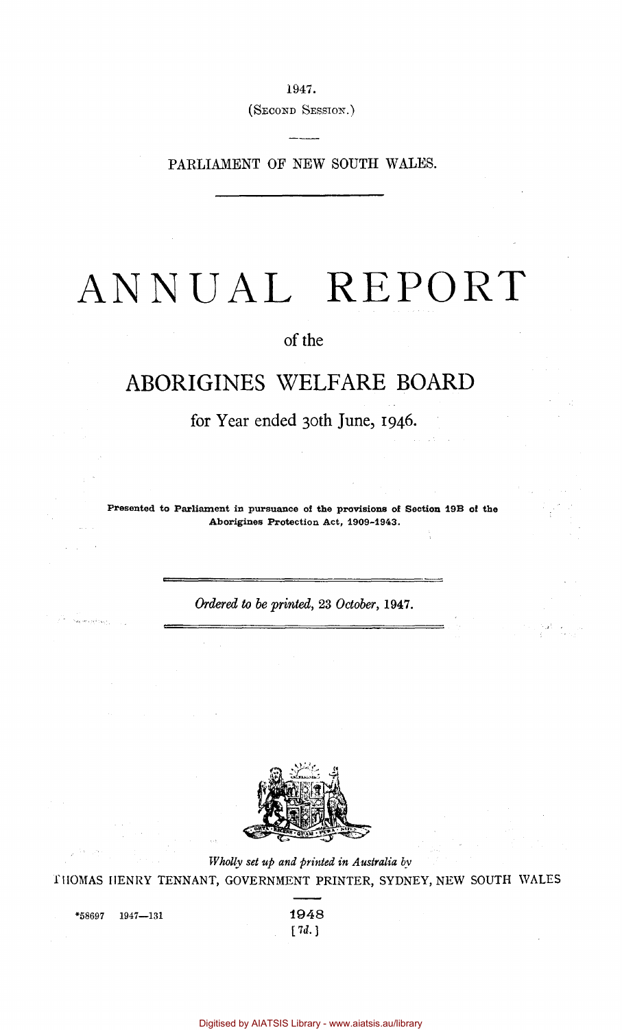1947.

(SECOND SESSION.)

PARLIAMENT OF NEW SOUTH WALES.

# ANNUAL REPORT

of the

## ABORIGINES WELFARE BOARD

for Year ended 30th June, 1946.

**Presented to Parliament in pursuance of the provisions of Section 19B of the Aborigines Protection Act, 1909-1943.**

*Ordered to be printed, 23 October, 1947.*

*Wholly set up and printed in Australia by*

THOMAS HENRY TENNANT, GOVERNMENT PRINTER, SYDNEY, NEW SOUTH WALES

*58697 1947—131

1948

[7d.]

Digitised by AIATSIS Library - www.aiatsis.au/library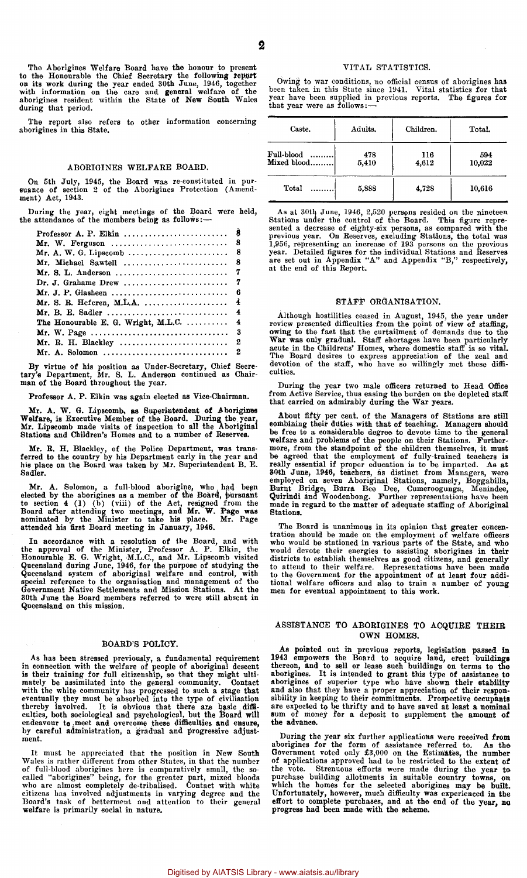The Aborigines Welfare Board have the honour to present to the Honourable the Chief Secretary the following report on its work during the year ended 30th June, 1946, together with information on the care and general welfare of the aborigines resident within the State of New South Wales during that period.

The report also refers to other information concerning aborigines in this State.

## ABORIGINES WELFARE BOARD.

On 5th July, 1945, the Board was re-constituted in pursuance of section 2 of the Aborigines Protection (Amendment) Act, 1943.

During the year, eight meetings of the Board were held, the attendance of the members being as follows:—

| | |
|---|---|
| Professor A. P. Elkin | 8 |
| Mr. W. Ferguson | 8 |
| Mr. A. W. G. Lipscomb | 8 |
| Mr. Michael Sawtell | 8 |
| Mr. S. L. Anderson | 7 |
| Dr. J. Grahame Drew | 7 |
| Mr. J. P. Glasheen | 6 |
| Mr. S. R. Heferen, M.L.A. | 4 |
| Mr. B. E. Sadler | 4 |
| The Honourable E. G. Wright, M.L.C. | 4 |
| Mr. W. Page | 3 |
| Mr. R. H. Blackley | 2 |
| Mr. A. Solomon | 2 |

By virtue of his position as Under-Secretary, Chief Secretary's Department, Mr. S. L. Anderson continued as Chairman of the Board throughout the year.

Professor A. P. Elkin was again elected as Vice-Chairman.

Mr. A. W. G. Lipscomb, as Superintendent of Aborigines Welfare, is Executive Member of the Board. During the year, Mr. Lipscomb made visits of inspection to all the Aboriginal Stations and Children's Homes and to a number of Reserves.

Mr. R. H. Blackley, of the Police Department, was transferred to the country by his Department early in the year and his place on the Board was taken by Mr. Superintendent B. E. Sadler.

Mr. A. Solomon, a full-blood aborigine, who had been elected by the aborigines as a member of the Board, pursuant to section 4 (1) (b) (viii) of the Act, resigned from the Board after attending two meetings, and Mr. W. Page was nominated by the Minister to take his place. Mr. Page attended his first Board meeting in January, 1946.

In accordance with a resolution of the Board, and with the approval of the Minister, Professor A. P. Elkin, the Honourable E. G. Wright, M.L.C., and Mr. Lipscomb visited Queensland during June, 1946, for the purpose of studying the Queensland system of aboriginal welfare and control, with special reference to the organisation and management of the Government Native Settlements and Mission Stations. At the 30th June the Board members referred to were still absent in Queensland on this mission.

## BOARD'S POLICY.

As has been stressed previously, a fundamental requirement in connection with the welfare of people of aboriginal descent is their training for full citizenship, so that they might ultimately be assimilated into the general community. Contact with the white community has progressed to such a stage that eventually they must be absorbed into the type of civilisation thereby involved. It is obvious that there are basic difficulties, both sociological and psychological, but the Board will endeavour to meet and overcome these difficulties and ensure, by careful administration, a gradual and progressive adjustment.

It must be appreciated that the position in New South Wales is rather different from other States, in that the number of full-blood aborigines here is comparatively small, the so-called "aborigines" being, for the greater part, mixed bloods who are almost completely de-tribalised. Contact with white citizens has involved adjustments in varying degree and the Board's task of betterment and attention to their general welfare is primarily social in nature.

## VITAL STATISTICS.

Owing to war conditions, no official census of aborigines has been taken in this State since 1941. Vital statistics for that year have been supplied in previous reports. The figures for that year were as follows:—

| Caste. | Adults. | Children. | Total. |
|---|---|---|---|
| Full-blood | 478 | 116 | 594 |
| Mixed blood | 5,410 | 4,612 | 10,022 |
| Total | 5,888 | 4,728 | 10,616 |

As at 30th June, 1946, 2,520 persons resided on the nineteen Stations under the control of the Board. This figure represented a decrease of eighty-six persons, as compared with the previous year. On Reserves, excluding Stations, the total was 1,956, representing an increase of 193 persons on the previous year. Detailed figures for the individual Stations and Reserves are set out in Appendix "A" and Appendix "B," respectively, at the end of this Report.

## STAFF ORGANISATION.

Although hostilities ceased in August, 1945, the year under review presented difficulties from the point of view of staffing, owing to the fact that the curtailment of demands due to the War was only gradual. Staff shortages have been particularly acute in the Childrens' Homes, where domestic staff is so vital. The Board desires to express appreciation of the zeal and devotion of the staff, who have so willingly met these difficulties.

During the year two male officers returned to Head Office from Active Service, thus easing the burden on the depleted staff that carried on admirably during the War years.

About fifty per cent. of the Managers of Stations are still combining their duties with that of teaching. Managers should be free to a considerable degree to devote time to the general welfare and problems of the people on their Stations. Furthermore, from the standpoint of the children themselves, it must be agreed that the employment of fully-trained teachers is really essential if proper education is to be imparted. As at 30th June, 1946, teachers, as distinct from Managers, were employed on seven Aboriginal Stations, namely, Boggabilla, Burnt Bridge, Burra Bee Dee, Cumeroogunga, Menindee, Quirindi and Woodenbong. Further representations have been made in regard to the matter of adequate staffing of Aboriginal Stations.

The Board is unanimous in its opinion that greater concentration should be made on the employment of welfare officers who would be stationed in various parts of the State, and who would devote their energies to assisting aborigines in their districts to establish themselves as good citizens, and generally to attend to their welfare. Representations have been made to the Government for the appointment of at least four additional welfare officers and also to train a number of young men for eventual appointment to this work.

## ASSISTANCE TO ABORIGINES TO ACQUIRE THEIR OWN HOMES.

As pointed out in previous reports, legislation passed in 1943 empowers the Board to acquire land, erect buildings thereon, and to sell or lease such buildings on terms to the aborigines. It is intended to grant this type of assistance to aborigines of superior type who have shown their stability and also that they have a proper appreciation of their responsibility in keeping to their commitments. Prospective occupants are expected to be thrifty and to have saved at least a nominal sum of money for a deposit to supplement the amount of the advance.

During the year six further applications were received from aborigines for the form of assistance referred to. As the Government voted only £3,000 on the Estimates, the number of applications approved had to be restricted to the extent of the vote. Strenuous efforts were made during the year to purchase building allotments in suitable country towns, on which the homes for the selected aborigines may be built. Unfortunately, however, much difficulty was experienced in the effort to complete purchases, and at the end of the year, no progress had been made with the scheme.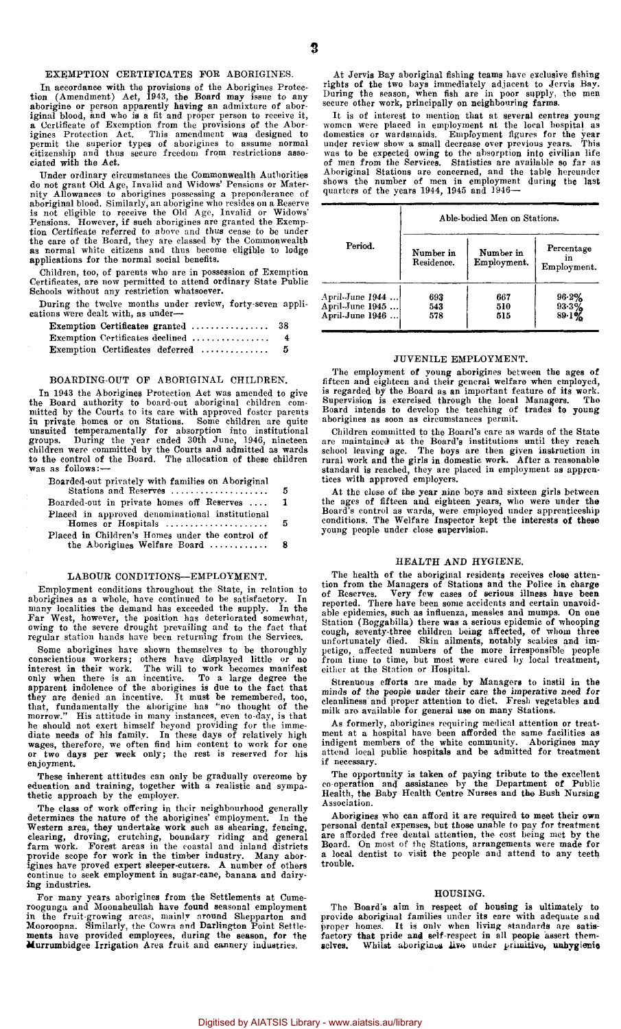## EXEMPTION CERTIFICATES FOR ABORIGINES.

In accordance with the provisions of the Aborigines Protection (Amendment) Act, 1943, the Board may issue to any aborigine or person apparently having an admixture of aboriginal blood, and who is a fit and proper person to receive it, a Certificate of Exemption from the provisions of the Aborigines Protection Act. This amendment was designed to permit the superior types of aborigines to assume normal citizenship and thus secure freedom from restrictions associated with the Act.

Under ordinary circumstances the Commonwealth Authorities do not grant Old Age, Invalid and Widows' Pensions or Maternity Allowances to aborigines possessing a preponderance of aboriginal blood. Similarly, an aborigine who resides on a Reserve is not eligible to receive the Old Age, Invalid or Widows' Pensions. However, if such aborigines are granted the Exemption Certificate referred to above and thus cease to be under the care of the Board, they are classed by the Commonwealth as normal white citizens and thus become eligible to lodge applications for the normal social benefits.

Children, too, of parents who are in possession of Exemption Certificates, are now permitted to attend ordinary State Public Schools without any restriction whatsoever.

During the twelve months under review, forty-seven applications were dealt with, as under—

| | |
|---|---|
| Exemption Certificates granted ................ | 38 |
| Exemption Certificates declined ................ | 4 |
| Exemption Certificates deferred .............. | 5 |

## BOARDING-OUT OF ABORIGINAL CHILDREN.

In 1943 the Aborigines Protection Act was amended to give the Board authority to board-out aboriginal children committed by the Courts to its care with approved foster parents in private homes or on Stations. Some children are quite unsuited temperamentally for absorption into institutional groups. During the year ended 30th June, 1946, nineteen children were committed by the Courts and admitted as wards to the control of the Board. The allocation of these children was as follows:—

| | |
|---|---|
| Boarded-out privately with families on Aboriginal Stations and Reserves .................... | 5 |
| Boarded-out in private homes off Reserves .... | 1 |
| Placed in approved denominational institutional Homes or Hospitals ...................... | 5 |
| Placed in Children's Homes under the control of the Aborigines Welfare Board ............ | 8 |

## LABOUR CONDITIONS—EMPLOYMENT.

Employment conditions throughout the State, in relation to aborigines as a whole, have continued to be satisfactory. In many localities the demand has exceeded the supply. In the Far West, however, the position has deteriorated somewhat, owing to the severe drought prevailing and to the fact that regular station hands have been returning from the Services.

Some aborigines have shown themselves to be thoroughly conscientious workers; others have displayed little or no interest in their work. The will to work becomes manifest only when there is an incentive. To a large degree the apparent indolence of the aborigines is due to the fact that they are denied an incentive. It must be remembered, too, that, fundamentally the aborigine has "no thought of the morrow." His attitude in many instances, even to-day, is that he should not exert himself beyond providing for the immediate needs of his family. In these days of relatively high wages, therefore, we often find him content to work for one or two days per week only; the rest is reserved for his enjoyment.

These inherent attitudes can only be gradually overcome by education and training, together with a realistic and sympathetic approach by the employer.

The class of work offering in their neighbourhood generally determines the nature of the aborigines' employment. In the Western area, they undertake work such as shearing, fencing, clearing, droving, crutching, boundary riding and general farm work. Forest areas in the coastal and inland districts provide scope for work in the timber industry. Many aborigines have proved expert sleeper-cutters. A number of others continue to seek employment in sugar-cane, banana and dairying industries.

For many years aborigines from the Settlements at Cumeroogunga and Moonahcullah have found seasonal employment in the fruit-growing areas, mainly around Shepparton and Mooroopna. Similarly, the Cowra and Darlington Point Settlements have provided employees, during the season, for the Murrumbidgee Irrigation Area fruit and cannery industries.

At Jervis Bay aboriginal fishing teams have exclusive fishing rights of the two bays immediately adjacent to Jervis Bay. During the season, when fish are in poor supply, the men secure other work, principally on neighbouring farms.

It is of interest to mention that at several centres young women were placed in employment at the local hospital as domestics or wardsmaids. Employment figures for the year under review show a small decrease over previous years. This was to be expected owing to the absorption into civilian life of men from the Services. Statistics are available so far as Aboriginal Stations are concerned, and the table hereunder shows the number of men in employment during the last quarters of the years 1944, 1945 and 1946—

| Period. | Able-bodied Men on Stations. | | |
|---|---|---|---|
| | Number in Residence. | Number in Employment. | Percentage in Employment. |
| April-June 1944 ... | 693 | 667 | 96·2% |
| April-June 1945 ... | 543 | 510 | 93·3% |
| April-June 1946 ... | 578 | 515 | 89·1% |

## JUVENILE EMPLOYMENT.

The employment of young aborigines between the ages of fifteen and eighteen and their general welfare when employed, is regarded by the Board as an important feature of its work. Supervision is exercised through the local Managers. The Board intends to develop the teaching of trades to young aborigines as soon as circumstances permit.

Children committed to the Board's care as wards of the State are maintained at the Board's institutions until they reach school leaving age. The boys are then given instruction in rural work and the girls in domestic work. After a reasonable standard is reached, they are placed in employment as apprentices with approved employers.

At the close of the year nine boys and sixteen girls between the ages of fifteen and eighteen years, who were under the Board's control as wards, were employed under apprenticeship conditions. The Welfare Inspector kept the interests of these young people under close supervision.

## HEALTH AND HYGIENE.

The health of the aboriginal residents receives close attention from the Managers of Stations and the Police in charge of Reserves. Very few cases of serious illness have been reported. There have been some accidents and certain unavoidable epidemics, such as influenza, measles and mumps. On one Station (Boggabilla) there was a serious epidemic of whooping cough, seventy-three children being affected, of whom three unfortunately died. Skin ailments, notably scabies and impetigo, affected numbers of the more irresponsible people from time to time, but most were cured by local treatment, either at the Station or Hospital.

Strenuous efforts are made by Managers to instil in the minds of the people under their care the imperative need for cleanliness and proper attention to diet. Fresh vegetables and milk are available for general use on many Stations.

As formerly, aborigines requiring medical attention or treatment at a hospital have been afforded the same facilities as indigent members of the white community. Aborigines may attend local public hospitals and be admitted for treatment if necessary.

The opportunity is taken of paying tribute to the excellent co-operation and assistance by the Department of Public Health, the Baby Health Centre Nurses and the Bush Nursing Association.

Aborigines who can afford it are required to meet their own personal dental expenses, but those unable to pay for treatment are afforded free dental attention, the cost being met by the Board. On most of the Stations, arrangements were made for a local dentist to visit the people and attend to any teeth trouble.

## HOUSING.

The Board's aim in respect of housing is ultimately to provide aboriginal families under its care with adequate and proper homes. It is only when living standards are satisfactory that pride and self-respect in all people assert themselves. Whilst aborigines live under primitive, unhygienic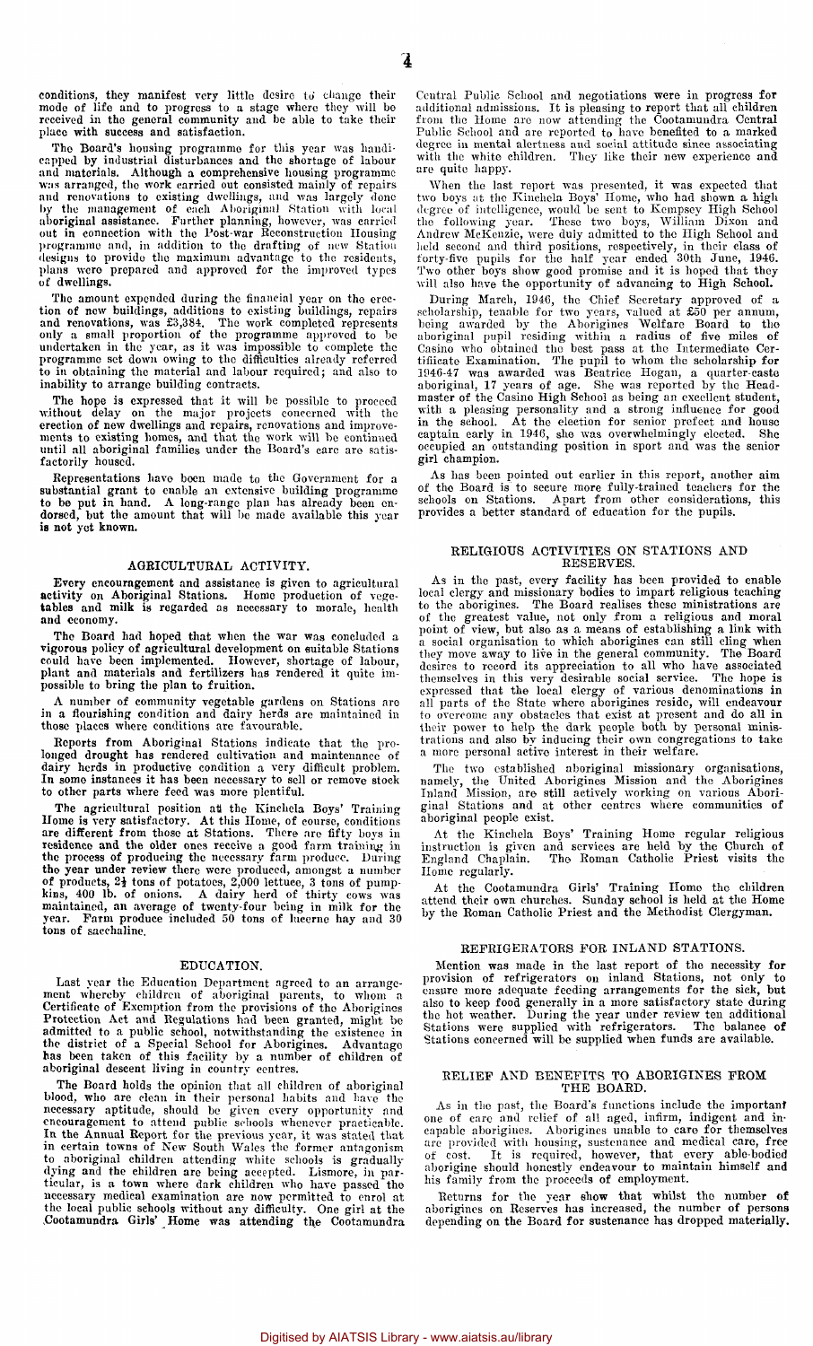conditions, they manifest very little desire to change their mode of life and to progress to a stage where they will be received in the general community and be able to take their place with success and satisfaction.

The Board's housing programme for this year was handicapped by industrial disturbances and the shortage of labour and materials. Although a comprehensive housing programme was arranged, the work carried out consisted mainly of repairs and renovations to existing dwellings, and was largely done by the management of each Aboriginal Station with local aboriginal assistance. Further planning, however, was carried out in connection with the Post-war Reconstruction Housing programme and, in addition to the drafting of new Station designs to provide the maximum advantage to the residents, plans were prepared and approved for the improved types of dwellings.

The amount expended during the financial year on the erection of new buildings, additions to existing buildings, repairs and renovations, was £3,384. The work completed represents only a small proportion of the programme approved to be undertaken in the year, as it was impossible to complete the programme set down owing to the difficulties already referred to in obtaining the material and labour required; and also to inability to arrange building contracts.

The hope is expressed that it will be possible to proceed without delay on the major projects concerned with the erection of new dwellings and repairs, renovations and improvements to existing homes, and that the work will be continued until all aboriginal families under the Board's care are satisfactorily housed.

Representations have been made to the Government for a substantial grant to enable an extensive building programme to be put in hand. A long-range plan has already been endorsed, but the amount that will be made available this year is not yet known.

## AGRICULTURAL ACTIVITY.

Every encouragement and assistance is given to agricultural activity on Aboriginal Stations. Home production of vegetables and milk is regarded as necessary to morale, health and economy.

The Board had hoped that when the war was concluded a vigorous policy of agricultural development on suitable Stations could have been implemented. However, shortage of labour, plant and materials and fertilizers has rendered it quite impossible to bring the plan to fruition.

A number of community vegetable gardens on Stations are in a flourishing condition and dairy herds are maintained in those places where conditions are favourable.

Reports from Aboriginal Stations indicate that the prolonged drought has rendered cultivation and maintenance of dairy herds in productive condition a very difficult problem. In some instances it has been necessary to sell or remove stock to other parts where feed was more plentiful.

The agricultural position at the Kinchela Boys' Training Home is very satisfactory. At this Home, of course, conditions are different from those at Stations. There are fifty boys in residence and the older ones receive a good farm training in the process of producing the necessary farm produce. During the year under review there were produced, amongst a number of products, 2½ tons of potatoes, 2,000 lettuce, 3 tons of pumpkins, 400 lb. of onions. A dairy herd of thirty cows was maintained, an average of twenty-four being in milk for the year. Farm produce included 50 tons of lucerne hay and 30 tons of sacchaline.

## EDUCATION.

Last year the Education Department agreed to an arrangement whereby children of aboriginal parents, to whom a Certificate of Exemption from the provisions of the Aborigines Protection Act and Regulations had been granted, might be admitted to a public school, notwithstanding the existence in the district of a Special School for Aborigines. Advantage has been taken of this facility by a number of children of aboriginal descent living in country centres.

The Board holds the opinion that all children of aboriginal blood, who are clean in their personal habits and have the necessary aptitude, should be given every opportunity and encouragement to attend public schools whenever practicable. In the Annual Report for the previous year, it was stated that in certain towns of New South Wales the former antagonism to aboriginal children attending white schools is gradually dying and the children are being accepted. Lismore, in particular, is a town where dark children who have passed the necessary medical examination are now permitted to enrol at the local public schools without any difficulty. One girl at the Cootamundra Girls' Home was attending the Cootamundra Central Public School and negotiations were in progress for additional admissions. It is pleasing to report that all children from the Home are now attending the Cootamundra Central Public School and are reported to have benefited to a marked degree in mental alertness and social attitude since associating with the white children. They like their new experience and are quite happy.

When the last report was presented, it was expected that two boys at the Kinchela Boys' Home, who had shown a high degree of intelligence, would be sent to Kempsey High School the following year. These two boys, William Dixon and Andrew McKenzie, were duly admitted to the High School and held second and third positions, respectively, in their class of forty-five pupils for the half year ended 30th June, 1946. Two other boys show good promise and it is hoped that they will also have the opportunity of advancing to High School.

During March, 1946, the Chief Secretary approved of a scholarship, tenable for two years, valued at £50 per annum, being awarded by the Aborigines Welfare Board to the aboriginal pupil residing within a radius of five miles of Casino who obtained the best pass at the Intermediate Certificate Examination. The pupil to whom the scholarship for 1946-47 was awarded was Beatrice Hogan, a quarter-caste aboriginal, 17 years of age. She was reported by the Headmaster of the Casino High School as being an excellent student, with a pleasing personality and a strong influence for good in the school. At the election for senior prefect and house captain early in 1946, she was overwhelmingly elected. She occupied an outstanding position in sport and was the senior girl champion.

As has been pointed out earlier in this report, another aim of the Board is to secure more fully-trained teachers for the schools on Stations. Apart from other considerations, this provides a better standard of education for the pupils.

## RELIGIOUS ACTIVITIES ON STATIONS AND RESERVES.

As in the past, every facility has been provided to enable local clergy and missionary bodies to impart religious teaching to the aborigines. The Board realises these ministrations are of the greatest value, not only from a religious and moral point of view, but also as a means of establishing a link with a social organisation to which aborigines can still cling when they move away to live in the general community. The Board desires to record its appreciation to all who have associated themselves in this very desirable social service. The hope is expressed that the local clergy of various denominations in all parts of the State where aborigines reside, will endeavour to overcome any obstacles that exist at present and do all in their power to help the dark people both by personal ministrations and also by inducing their own congregations to take a more personal active interest in their welfare.

The two established aboriginal missionary organisations, namely, the United Aborigines Mission and the Aborigines Inland Mission, are still actively working on various Aboriginal Stations and at other centres where communities of aboriginal people exist.

At the Kinchela Boys' Training Home regular religious instruction is given and services are held by the Church of England Chaplain. The Roman Catholic Priest visits the Home regularly.

At the Cootamundra Girls' Training Home the children attend their own churches. Sunday school is held at the Home by the Roman Catholic Priest and the Methodist Clergyman.

## REFRIGERATORS FOR INLAND STATIONS.

Mention was made in the last report of the necessity for provision of refrigerators on inland Stations, not only to ensure more adequate feeding arrangements for the sick, but also to keep food generally in a more satisfactory state during the hot weather. During the year under review ten additional Stations were supplied with refrigerators. The balance of Stations concerned will be supplied when funds are available.

## RELIEF AND BENEFITS TO ABORIGINES FROM THE BOARD.

As in the past, the Board's functions include the important one of care and relief of all aged, infirm, indigent and incapable aborigines. Aborigines unable to care for themselves are provided with housing, sustenance and medical care, free of cost. It is required, however, that every able-bodied aborigine should honestly endeavour to maintain himself and his family from the proceeds of employment.

Returns for the year show that whilst the number of aborigines on Reserves has increased, the number of persons depending on the Board for sustenance has dropped materially.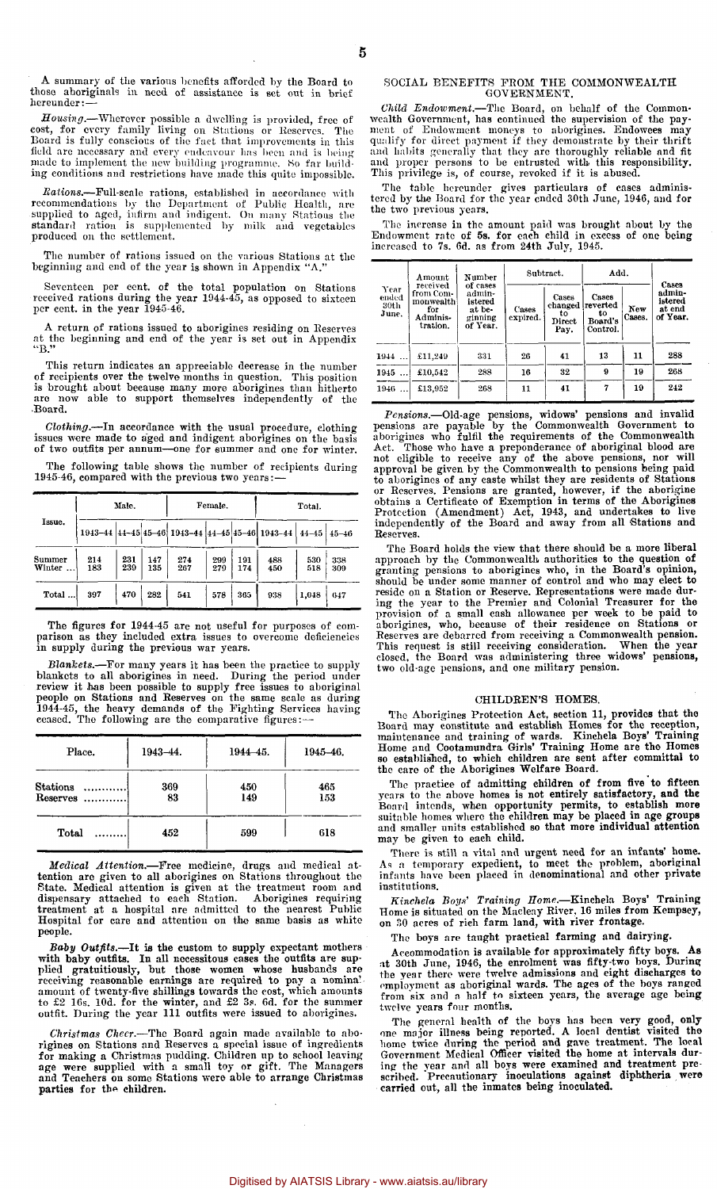A summary of the various benefits afforded by the Board to those aboriginals in need of assistance is set out in brief hereunder:—

*Housing.*—Wherever possible a dwelling is provided, free of cost, for every family living on Stations or Reserves. The Board is fully conscious of the fact that improvements in this field are necessary and every endeavour has been and is being made to implement the new building programme. So far building conditions and restrictions have made this quite impossible.

*Rations.*—Full-scale rations, established in accordance with recommendations by the Department of Public Health, are supplied to aged, infirm and indigent. On many Stations the standard ration is supplemented by milk and vegetables produced on the settlement.

The number of rations issued on the various Stations at the beginning and end of the year is shown in Appendix "A."

Seventeen per cent. of the total population on Stations received rations during the year 1944-45, as opposed to sixteen per cent. in the year 1945-46.

A return of rations issued to aborigines residing on Reserves at the beginning and end of the year is set out in Appendix "B."

This return indicates an appreciable decrease in the number of recipients over the twelve months in question. This position is brought about because many more aborigines than hitherto are now able to support themselves independently of the Board.

*Clothing.*—In accordance with the usual procedure, clothing issues were made to aged and indigent aborigines on the basis of two outfits per annum—one for summer and one for winter.

The following table shows the number of recipients during 1945-46, compared with the previous two years:—

| Issue. | Male. | | | Female. | | | Total. | | |
|---|---|---|---|---|---|---|---|---|---|
| | 1943–44 | 44–45 | 45–46 | 1943–44 | 44–45 | 45–46 | 1943–44 | 44–45 | 45–46 |
| Summer | 214 | 231 | 147 | 274 | 299 | 191 | 488 | 530 | 338 |
| Winter | 183 | 239 | 135 | 267 | 279 | 174 | 450 | 518 | 309 |
| Total | 397 | 470 | 282 | 541 | 578 | 365 | 938 | 1,048 | 647 |

The figures for 1944-45 are not useful for purposes of comparison as they included extra issues to overcome deficiencies in supply during the previous war years.

*Blankets.*—For many years it has been the practice to supply blankets to all aborigines in need. During the period under review it has been possible to supply free issues to aboriginal people on Stations and Reserves on the same scale as during 1944-45, the heavy demands of the Fighting Services having ceased. The following are the comparative figures:—

| Place. | 1943–44. | 1944–45. | 1945–46. |
|---|---|---|---|
| Stations | 369 | 450 | 465 |
| Reserves | 83 | 149 | 153 |
| Total | 452 | 599 | 618 |

*Medical Attention.*—Free medicine, drugs and medical attention are given to all aborigines on Stations throughout the State. Medical attention is given at the treatment room and dispensary attached to each Station. Aborigines requiring treatment at a hospital are admitted to the nearest Public Hospital for care and attention on the same basis as white people.

*Baby Outfits.*—It is the custom to supply expectant mothers with baby outfits. In all necessitous cases the outfits are supplied gratuitously, but those women whose husbands are receiving reasonable earnings are required to pay a nominal amount of twenty-five shillings towards the cost, which amounts to £2 16s. 10d. for the winter, and £2 3s. 6d. for the summer outfit. During the year 111 outfits were issued to aborigines.

*Christmas Cheer.*—The Board again made available to aborigines on Stations and Reserves a special issue of ingredients for making a Christmas pudding. Children up to school leaving age were supplied with a small toy or gift. The Managers and Teachers on some Stations were able to arrange Christmas parties for the children.

## SOCIAL BENEFITS FROM THE COMMONWEALTH GOVERNMENT.

*Child Endowment.*—The Board, on behalf of the Commonwealth Government, has continued the supervision of the payment of Endowment moneys to aborigines. Endowees may qualify for direct payment if they demonstrate by their thrift and habits generally that they are thoroughly reliable and fit and proper persons to be entrusted with this responsibility. This privilege is, of course, revoked if it is abused.

The table hereunder gives particulars of cases administered by the Board for the year ended 30th June, 1946, and for the two previous years.

The increase in the amount paid was brought about by the Endowment rate of 5s. for each child in excess of one being increased to 7s. 6d. as from 24th July, 1945.

| Year ended 30th June. | Amount received from Commonwealth for Administration. | Number of cases administered at beginning of Year. | Subtract. | | Add. | | Cases administered at end of Year. |
|---|---|---|---|---|---|---|---|
| | | | Cases expired. | Cases changed to Direct Pay. | Cases reverted to Board's Control. | New Cases. | |
| 1944 | £11,249 | 331 | 26 | 41 | 13 | 11 | 288 |
| 1945 | £10,542 | 288 | 16 | 32 | 9 | 19 | 268 |
| 1946 | £13,952 | 268 | 11 | 41 | 7 | 19 | 242 |

*Pensions.*—Old-age pensions, widows' pensions and invalid pensions are payable by the Commonwealth Government to aborigines who fulfil the requirements of the Commonwealth Act. Those who have a preponderance of aboriginal blood are not eligible to receive any of the above pensions, nor will approval be given by the Commonwealth to pensions being paid to aborigines of any caste whilst they are residents of Stations or Reserves. Pensions are granted, however, if the aborigine obtains a Certificate of Exemption in terms of the Aborigines Protection (Amendment) Act, 1943, and undertakes to live independently of the Board and away from all Stations and Reserves.

The Board holds the view that there should be a more liberal approach by the Commonwealth authorities to the question of granting pensions to aborigines who, in the Board's opinion, should be under some manner of control and who may elect to reside on a Station or Reserve. Representations were made during the year to the Premier and Colonial Treasurer for the provision of a small cash allowance per week to be paid to aborigines, who, because of their residence on Stations or Reserves are debarred from receiving a Commonwealth pension. This request is still receiving consideration. When the year closed, the Board was administering three widows' pensions, two old-age pensions, and one military pension.

## CHILDREN'S HOMES.

The Aborigines Protection Act, section 11, provides that the Board may constitute and establish Homes for the reception, maintenance and training of wards. Kinchela Boys' Training Home and Cootamundra Girls' Training Home are the Homes so established, to which children are sent after committal to the care of the Aborigines Welfare Board.

The practice of admitting children of from five to fifteen years to the above homes is not entirely satisfactory, and the Board intends, when opportunity permits, to establish more suitable homes where the children may be placed in age groups and smaller units established so that more individual attention may be given to each child.

There is still a vital and urgent need for an infants' home. As a temporary expedient, to meet the problem, aboriginal infants have been placed in denominational and other private institutions.

*Kinchela Boys' Training Home.*—Kinchela Boys' Training Home is situated on the Macleay River, 16 miles from Kempsey, on 30 acres of rich farm land, with river frontage.

The boys are taught practical farming and dairying.

Accommodation is available for approximately fifty boys. As at 30th June, 1946, the enrolment was fifty-two boys. During the year there were twelve admissions and eight discharges to employment as aboriginal wards. The ages of the boys ranged from six and a half to sixteen years, the average age being twelve years four months.

The general health of the boys has been very good, only one major illness being reported. A local dentist visited the home twice during the period and gave treatment. The local Government Medical Officer visited the home at intervals during the year and all boys were examined and treatment prescribed. Precautionary inoculations against diphtheria were carried out, all the inmates being inoculated.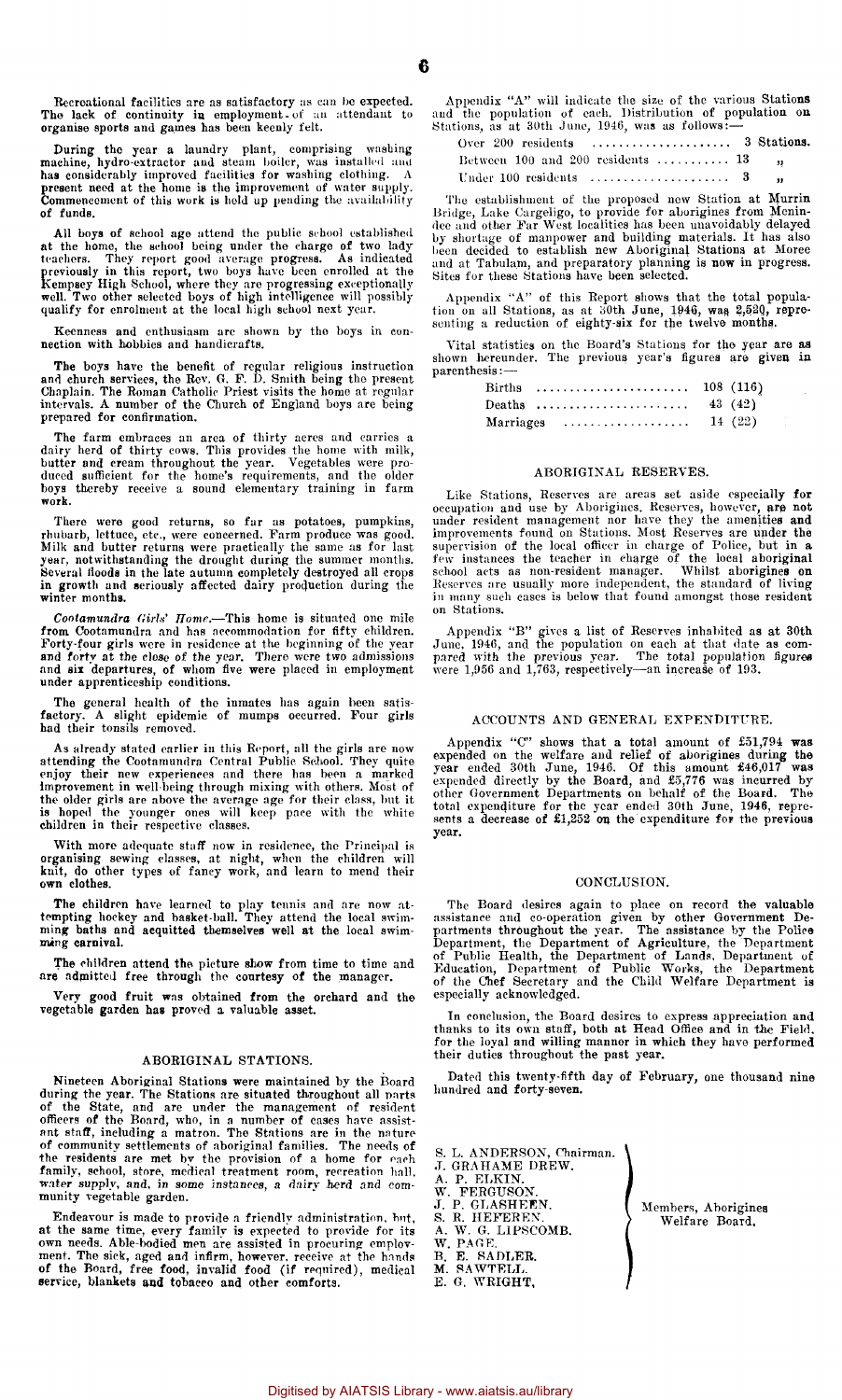Recreational facilities are as satisfactory as can be expected. The lack of continuity in employment of an attendant to organise sports and games has been keenly felt.

During the year a laundry plant, comprising washing machine, hydro-extractor and steam boiler, was installed and has considerably improved facilities for washing clothing. A present need at the home is the improvement of water supply. Commencement of this work is held up pending the availability of funds.

All boys of school age attend the public school established at the home, the school being under the charge of two lady teachers. They report good average progress. As indicated previously in this report, two boys have been enrolled at the Kempsey High School, where they are progressing exceptionally well. Two other selected boys of high intelligence will possibly qualify for enrolment at the local high school next year.

Keenness and enthusiasm are shown by the boys in connection with hobbies and handicrafts.

The boys have the benefit of regular religious instruction and church services, the Rev. G. F. D. Smith being the present Chaplain. The Roman Catholic Priest visits the home at regular intervals. A number of the Church of England boys are being prepared for confirmation.

The farm embraces an area of thirty acres and carries a dairy herd of thirty cows. This provides the home with milk, butter and cream throughout the year. Vegetables were produced sufficient for the home's requirements, and the older boys thereby receive a sound elementary training in farm work.

There were good returns, so far as potatoes, pumpkins, rhubarb, lettuce, etc., were concerned. Farm produce was good. Milk and butter returns were practically the same as for last year, notwithstanding the drought during the summer months. Several floods in the late autumn completely destroyed all crops in growth and seriously affected dairy production during the winter months.

*Cootamundra Girls' Home.*—This home is situated one mile from Cootamundra and has accommodation for fifty children. Forty-four girls were in residence at the beginning of the year and forty at the close of the year. There were two admissions and six departures, of whom five were placed in employment under apprenticeship conditions.

The general health of the inmates has again been satisfactory. A slight epidemic of mumps occurred. Four girls had their tonsils removed.

As already stated earlier in this Report, all the girls are now attending the Cootamundra Central Public School. They quite enjoy their new experiences and there has been a marked improvement in well-being through mixing with others. Most of the older girls are above the average age for their class, but it is hoped the younger ones will keep pace with the white children in their respective classes.

With more adequate staff now in residence, the Principal is organising sewing classes, at night, when the children will knit, do other types of fancy work, and learn to mend their own clothes.

The children have learned to play tennis and are now attempting hockey and basket-ball. They attend the local swimming baths and acquitted themselves well at the local swimming carnival.

The children attend the picture show from time to time and are admitted free through the courtesy of the manager.

Very good fruit was obtained from the orchard and the vegetable garden has proved a valuable asset.

## ABORIGINAL STATIONS.

Nineteen Aboriginal Stations were maintained by the Board during the year. The Stations are situated throughout all parts of the State, and are under the management of resident officers of the Board, who, in a number of cases have assistant staff, including a matron. The Stations are in the nature of community settlements of aboriginal families. The needs of the residents are met by the provision of a home for each family, school, store, medical treatment room, recreation hall, water supply, and, in some instances, a dairy herd and community vegetable garden.

Endeavour is made to provide a friendly administration, but, at the same time, every family is expected to provide for its own needs. Able-bodied men are assisted in procuring employment. The sick, aged and infirm, however, receive at the hands of the Board, free food, invalid food (if required), medical service, blankets and tobacco and other comforts.

Appendix "A" will indicate the size of the various Stations and the population of each. Distribution of population on Stations, as at 30th June, 1946, was as follows:—

| | |
|---|---|
| Over 200 residents | 3 Stations. |
| Between 100 and 200 residents | 13 „ |
| Under 100 residents | 3 „ |

The establishment of the proposed new Station at Murrin Bridge, Lake Cargeligo, to provide for aborigines from Menindee and other Far West localities has been unavoidably delayed by shortage of manpower and building materials. It has also been decided to establish new Aboriginal Stations at Moree and at Tabulam, and preparatory planning is now in progress. Sites for these Stations have been selected.

Appendix "A" of this Report shows that the total population on all Stations, as at 30th June, 1946, was 2,520, representing a reduction of eighty-six for the twelve months.

Vital statistics on the Board's Stations for the year are as shown hereunder. The previous year's figures are given in parenthesis:—

| | |
|---|---|
| Births | 108 (116) |
| Deaths | 43 (42) |
| Marriages | 14 (22) |

## ABORIGINAL RESERVES.

Like Stations, Reserves are areas set aside especially for occupation and use by Aborigines. Reserves, however, are not under resident management nor have they the amenities and improvements found on Stations. Most Reserves are under the supervision of the local officer in charge of Police, but in a few instances the teacher in charge of the local aboriginal school acts as non-resident manager. Whilst aborigines on Reserves are usually more independent, the standard of living in many such cases is below that found amongst those resident on Stations.

Appendix "B" gives a list of Reserves inhabited as at 30th June, 1946, and the population on each at that date as compared with the previous year. The total population figures were 1,956 and 1,763, respectively—an increase of 193.

## ACCOUNTS AND GENERAL EXPENDITURE.

Appendix "C" shows that a total amount of £51,794 was expended on the welfare and relief of aborigines during the year ended 30th June, 1946. Of this amount £46,017 was expended directly by the Board, and £5,776 was incurred by other Government Departments on behalf of the Board. The total expenditure for the year ended 30th June, 1946, represents a decrease of £1,252 on the expenditure for the previous year.

## CONCLUSION.

The Board desires again to place on record the valuable assistance and co-operation given by other Government Departments throughout the year. The assistance by the Police Department, the Department of Agriculture, the Department of Public Health, the Department of Lands, Department of Education, Department of Public Works, the Department of the Chef Secretary and the Child Welfare Department is especially acknowledged.

In conclusion, the Board desires to express appreciation and thanks to its own staff, both at Head Office and in the Field, for the loyal and willing manner in which they have performed their duties throughout the past year.

Dated this twenty-fifth day of February, one thousand nine hundred and forty-seven.

S. L. ANDERSON, Chairman.
J. GRAHAME DREW.
A. P. ELKIN.
W. FERGUSON.
J. P. GLASHEEN.
S. R. HEFEREN.
A. W. G. LIPSCOMB.
W. PAGE.
B. E. SADLER.
M. SAWTELL.
E. G. WRIGHT,

Members, Aborigines Welfare Board.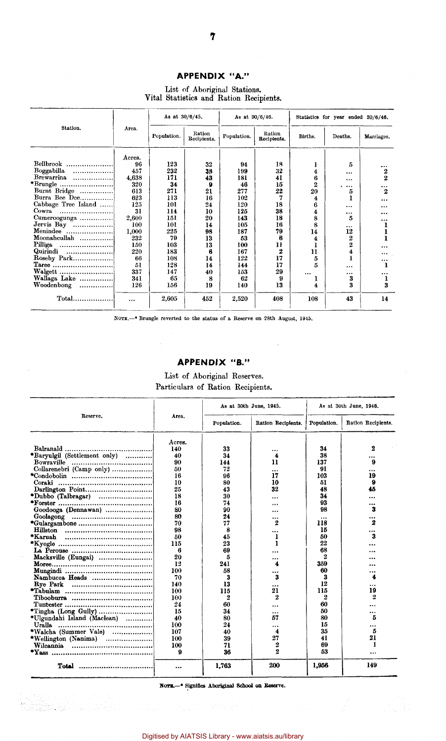## APPENDIX "A."

List of Aboriginal Stations.
Vital Statistics and Ration Recipients.

| Station. | Area. | As at 30/6/45. | | As at 30/6/46. | | Statistics for year ended 30/6/46. | | |
|---|---|---|---|---|---|---|---|---|
| | | Population. | Ration Recipients. | Population. | Ration Recipients. | Births. | Deaths. | Marriages. |
| | Acres. | | | | | | | |
| Bellbrook | 96 | 123 | 32 | 94 | 18 | 1 | 5 | ... |
| Boggabilla | 457 | 232 | 38 | 199 | 32 | 4 | ... | 2 |
| Brewarrina | 4,638 | 171 | 43 | 181 | 41 | 6 | ... | 2 |
| *Brungle | 320 | 34 | 9 | 46 | 15 | 2 | ... | ... |
| Burnt Bridge | 613 | 271 | 21 | 277 | 22 | 20 | 5 | 2 |
| Burra Bee Dee | 623 | 113 | 16 | 102 | 7 | 4 | 1 | ... |
| Cabbage Tree Island | 125 | 101 | 24 | 120 | 18 | 6 | ... | ... |
| Cowra | 31 | 114 | 10 | 125 | 38 | 4 | ... | ... |
| Cumeroogunga | 2,600 | 151 | 20 | 143 | 18 | 8 | 5 | ... |
| Jervis Bay | 100 | 101 | 14 | 105 | 16 | 8 | ... | 1 |
| Menindee | 1,000 | 225 | 98 | 187 | 79 | 14 | 12 | 1 |
| Moonahcullah | 232 | 79 | 13 | 53 | 6 | 4 | 2 | 1 |
| Pilliga | 150 | 103 | 13 | 100 | 11 | 1 | 2 | ... |
| Quirindi | 220 | 183 | 6 | 167 | 2 | 11 | 4 | ... |
| Roseby Park | 66 | 108 | 14 | 122 | 17 | 5 | 1 | ... |
| Taree | 51 | 128 | 14 | 144 | 17 | 5 | ... | 1 |
| Walgett | 337 | 147 | 40 | 153 | 29 | ... | ... | ... |
| Wallaga Lake | 341 | 65 | 8 | 62 | 9 | 1 | 3 | 1 |
| Woodenbong | 126 | 156 | 19 | 140 | 13 | 4 | 3 | 3 |
| Total | ... | 2,605 | 452 | 2,520 | 408 | 108 | 43 | 14 |

NOTE.—* Brungle reverted to the status of a Reserve on 28th August, 1945.

## APPENDIX "B."

List of Aboriginal Reserves.
Particulars of Ration Recipients.

| Reserve. | Area. | As at 30th June, 1945. | | As at 30th June, 1946. | |
|---|---|---|---|---|---|
| | | Population. | Ration Recipients. | Population. | Ration Recipients. |
| | Acres. | | | | |
| Balranald | 140 | 33 | ... | 34 | 2 |
| *Baryulgil (Settlement only) | 40 | 34 | 4 | 38 | ... |
| Bowraville | 90 | 144 | 11 | 137 | 9 |
| Collarenebri (Camp only) | 50 | 72 | ... | 91 | ... |
| *Condobolin | 16 | 96 | 17 | 103 | 19 |
| Coraki | 10 | 80 | 10 | 51 | 9 |
| Darlington Point | 25 | 43 | 32 | 48 | 45 |
| *Dubbo (Talbragar) | 18 | 30 | ... | 34 | ... |
| *Forster | 16 | 74 | ... | 93 | ... |
| Goodooga (Dennawan) | 80 | 90 | ... | 98 | 3 |
| Goolagong | 80 | 24 | ... | ... | ... |
| *Gulargambone | 70 | 77 | 2 | 118 | 2 |
| Hillston | 98 | 8 | ... | 15 | ... |
| *Karuah | 50 | 45 | 1 | 50 | 3 |
| *Kyogle | 115 | 23 | 1 | 22 | ... |
| La Perouse | 6 | 69 | ... | 68 | ... |
| Macksville (Eungai) | 20 | 5 | ... | 2 | ... |
| Moree | 12 | 241 | 4 | 359 | ... |
| Mungindi | 100 | 58 | ... | 60 | ... |
| Nambucca Heads | 70 | 3 | 3 | 3 | 4 |
| Rye Park | 140 | 13 | ... | 12 | ... |
| *Tabulam | 100 | 115 | 21 | 115 | 19 |
| Tibooburra | 100 | 2 | 2 | 2 | 2 |
| Tuntester | 24 | 60 | ... | 60 | ... |
| *Tingha (Long Gully) | 15 | 34 | ... | 50 | ... |
| *Ulgundahi Island (Maclean) | 40 | 80 | 57 | 80 | 5 |
| Uralla | 100 | 24 | ... | 15 | ... |
| *Walcha (Summer Vale) | 107 | 40 | 4 | 35 | 5 |
| *Wellington (Nanima) | 100 | 39 | 27 | 41 | 21 |
| Wilcannia | 100 | 71 | 2 | 69 | 1 |
| *Yass | 9 | 36 | 2 | 53 | ... |
| **Total** | ... | 1,763 | 200 | 1,956 | 149 |

NOTE.—* Signifies Aboriginal School on Reserve.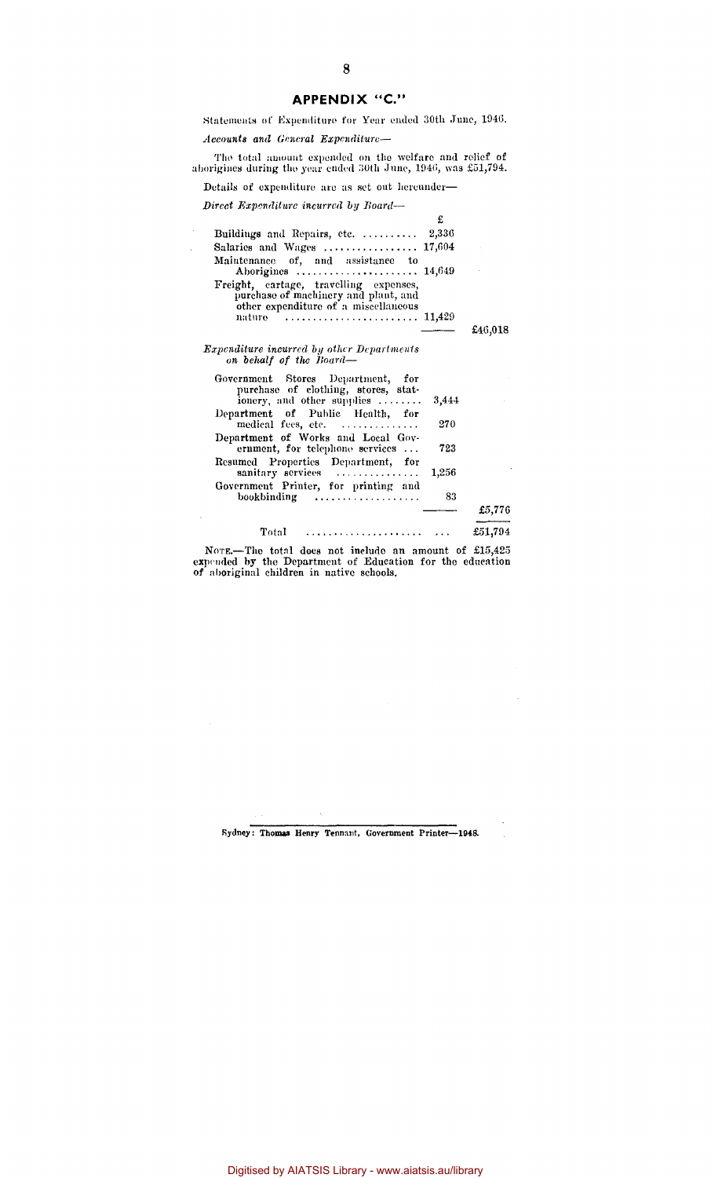## APPENDIX "C."

Statements of Expenditure for Year ended 30th June, 1946.

*Accounts and General Expenditure—*

The total amount expended on the welfare and relief of aborigines during the year ended 30th June, 1946, was £51,794.

Details of expenditure are as set out hereunder—

*Direct Expenditure incurred by Board—*

| | £ | |
|---|---|---|
| Buildings and Repairs, etc. | 2,336 | |
| Salaries and Wages | 17,604 | |
| Maintenance of, and assistance to Aborigines | 14,649 | |
| Freight, cartage, travelling expenses, purchase of machinery and plant, and other expenditure of a miscellaneous nature | 11,429 | |
| | | £46,018 |

*Expenditure incurred by other Departments on behalf of the Board—*

| | | |
|---|---|---|
| Government Stores Department, for purchase of clothing, stores, stationery, and other supplies | 3,444 | |
| Department of Public Health, for medical fees, etc. | 270 | |
| Department of Works and Local Government, for telephone services | 723 | |
| Resumed Properties Department, for sanitary services | 1,256 | |
| Government Printer, for printing and bookbinding | 83 | |
| | | £5,776 |
| Total | ... | £51,794 |

NOTE.—The total does not include an amount of £15,425 expended by the Department of Education for the education of aboriginal children in native schools.

Sydney: Thomas Henry Tennant, Government Printer—1948.